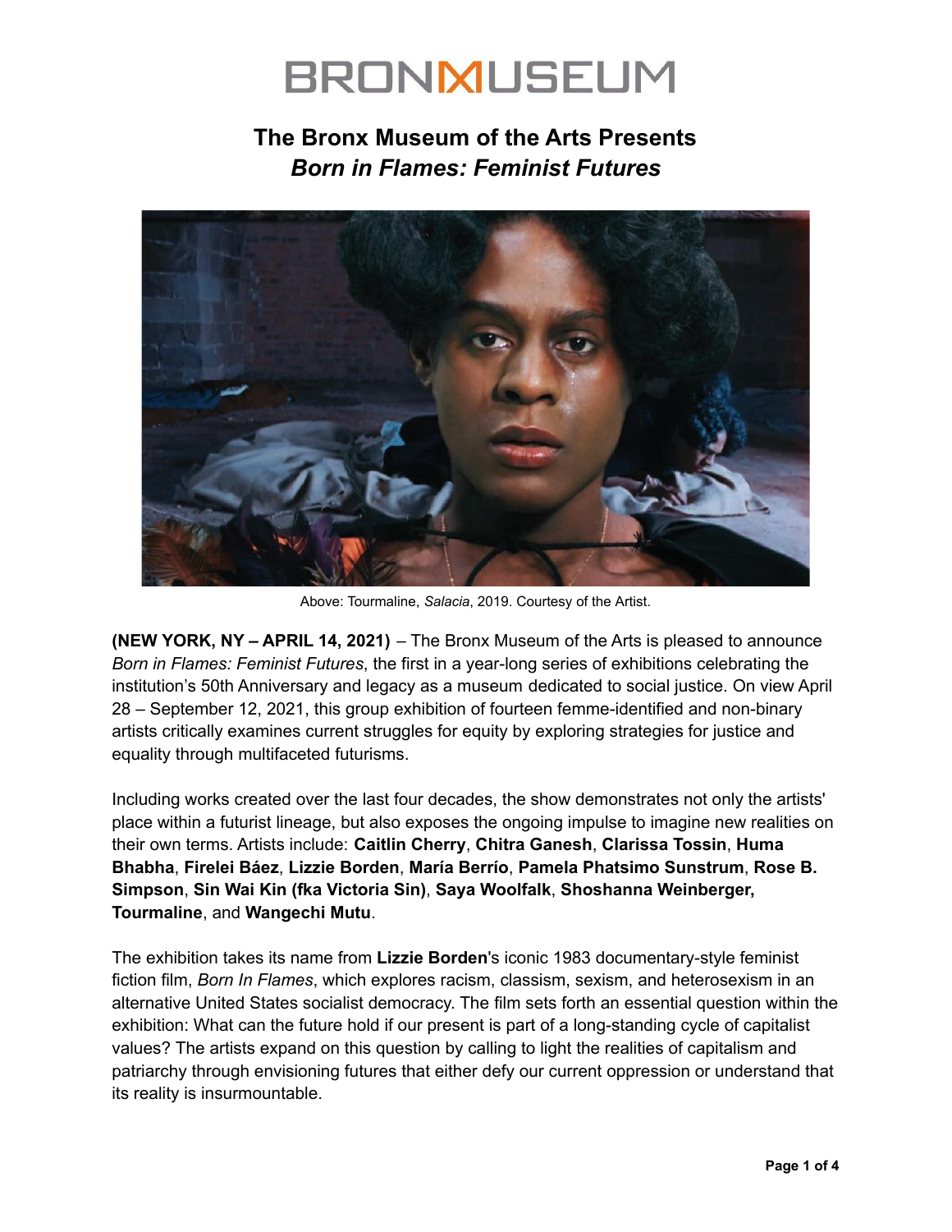# BRONXMUSEUM

## The Bronx Museum of the Arts Presents *Born in Flames: Feminist Futures*

Above: Tourmaline, *Salacia*, 2019. Courtesy of the Artist.

**(NEW YORK, NY – APRIL 14, 2021)** – The Bronx Museum of the Arts is pleased to announce *Born in Flames: Feminist Futures*, the first in a year-long series of exhibitions celebrating the institution's 50th Anniversary and legacy as a museum dedicated to social justice. On view April 28 – September 12, 2021, this group exhibition of fourteen femme-identified and non-binary artists critically examines current struggles for equity by exploring strategies for justice and equality through multifaceted futurisms.

Including works created over the last four decades, the show demonstrates not only the artists' place within a futurist lineage, but also exposes the ongoing impulse to imagine new realities on their own terms. Artists include: **Caitlin Cherry**, **Chitra Ganesh**, **Clarissa Tossin**, **Huma Bhabha**, **Firelei Báez**, **Lizzie Borden**, **María Berrío**, **Pamela Phatsimo Sunstrum**, **Rose B. Simpson**, **Sin Wai Kin (fka Victoria Sin)**, **Saya Woolfalk**, **Shoshanna Weinberger, Tourmaline**, and **Wangechi Mutu**.

The exhibition takes its name from **Lizzie Borden**'s iconic 1983 documentary-style feminist fiction film, *Born In Flames*, which explores racism, classism, sexism, and heterosexism in an alternative United States socialist democracy. The film sets forth an essential question within the exhibition: What can the future hold if our present is part of a long-standing cycle of capitalist values? The artists expand on this question by calling to light the realities of capitalism and patriarchy through envisioning futures that either defy our current oppression or understand that its reality is insurmountable.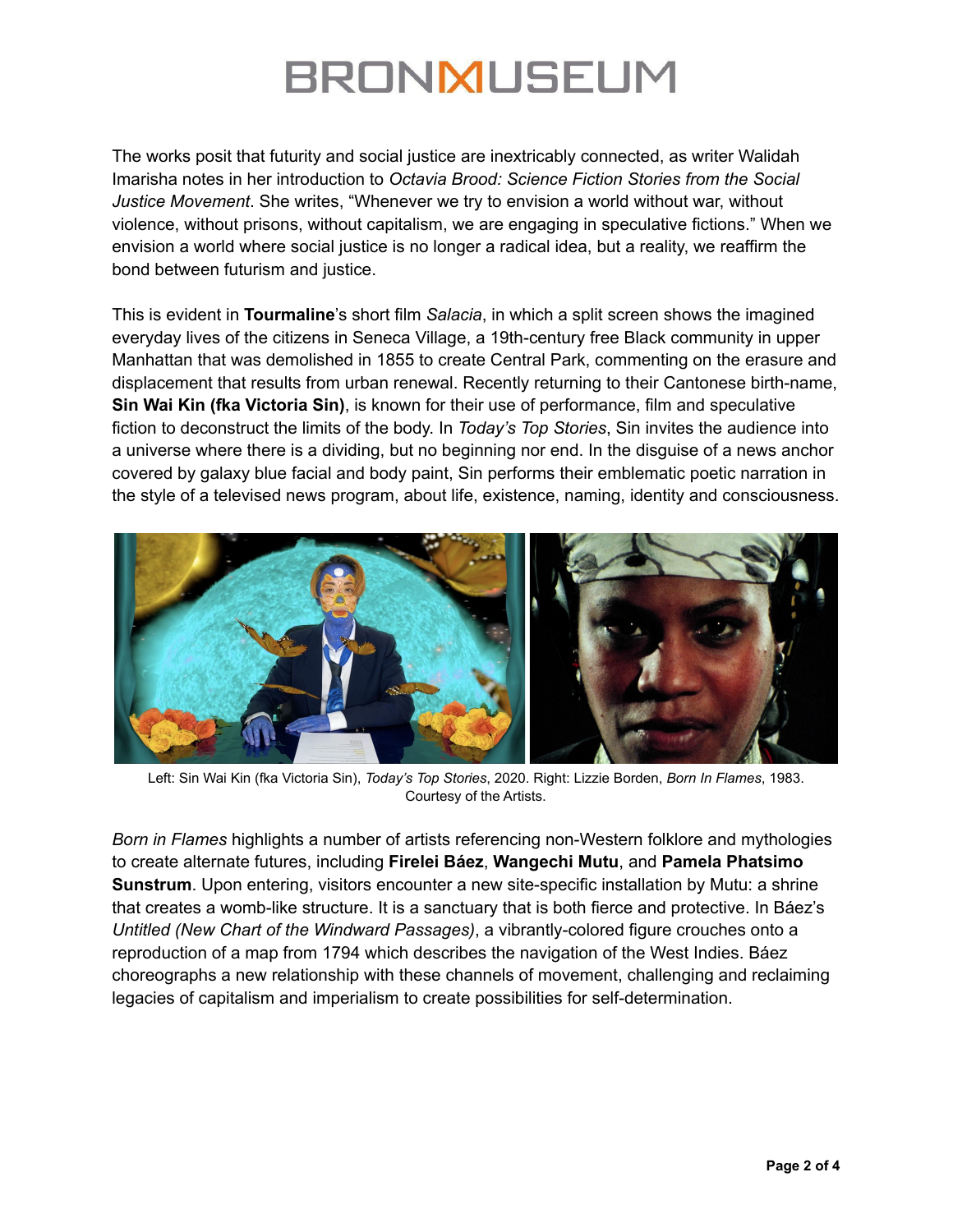The works posit that futurity and social justice are inextricably connected, as writer Walidah Imarisha notes in her introduction to *Octavia Brood: Science Fiction Stories from the Social Justice Movement*. She writes, "Whenever we try to envision a world without war, without violence, without prisons, without capitalism, we are engaging in speculative fictions." When we envision a world where social justice is no longer a radical idea, but a reality, we reaffirm the bond between futurism and justice.

This is evident in **Tourmaline**'s short film *Salacia*, in which a split screen shows the imagined everyday lives of the citizens in Seneca Village, a 19th-century free Black community in upper Manhattan that was demolished in 1855 to create Central Park, commenting on the erasure and displacement that results from urban renewal. Recently returning to their Cantonese birth-name, **Sin Wai Kin (fka Victoria Sin)**, is known for their use of performance, film and speculative fiction to deconstruct the limits of the body. In *Today's Top Stories*, Sin invites the audience into a universe where there is a dividing, but no beginning nor end. In the disguise of a news anchor covered by galaxy blue facial and body paint, Sin performs their emblematic poetic narration in the style of a televised news program, about life, existence, naming, identity and consciousness.

Left: Sin Wai Kin (fka Victoria Sin), *Today's Top Stories*, 2020. Right: Lizzie Borden, *Born In Flames*, 1983. Courtesy of the Artists.

*Born in Flames* highlights a number of artists referencing non-Western folklore and mythologies to create alternate futures, including **Firelei Báez**, **Wangechi Mutu**, and **Pamela Phatsimo Sunstrum**. Upon entering, visitors encounter a new site-specific installation by Mutu: a shrine that creates a womb-like structure. It is a sanctuary that is both fierce and protective. In Báez's *Untitled (New Chart of the Windward Passages)*, a vibrantly-colored figure crouches onto a reproduction of a map from 1794 which describes the navigation of the West Indies. Báez choreographs a new relationship with these channels of movement, challenging and reclaiming legacies of capitalism and imperialism to create possibilities for self-determination.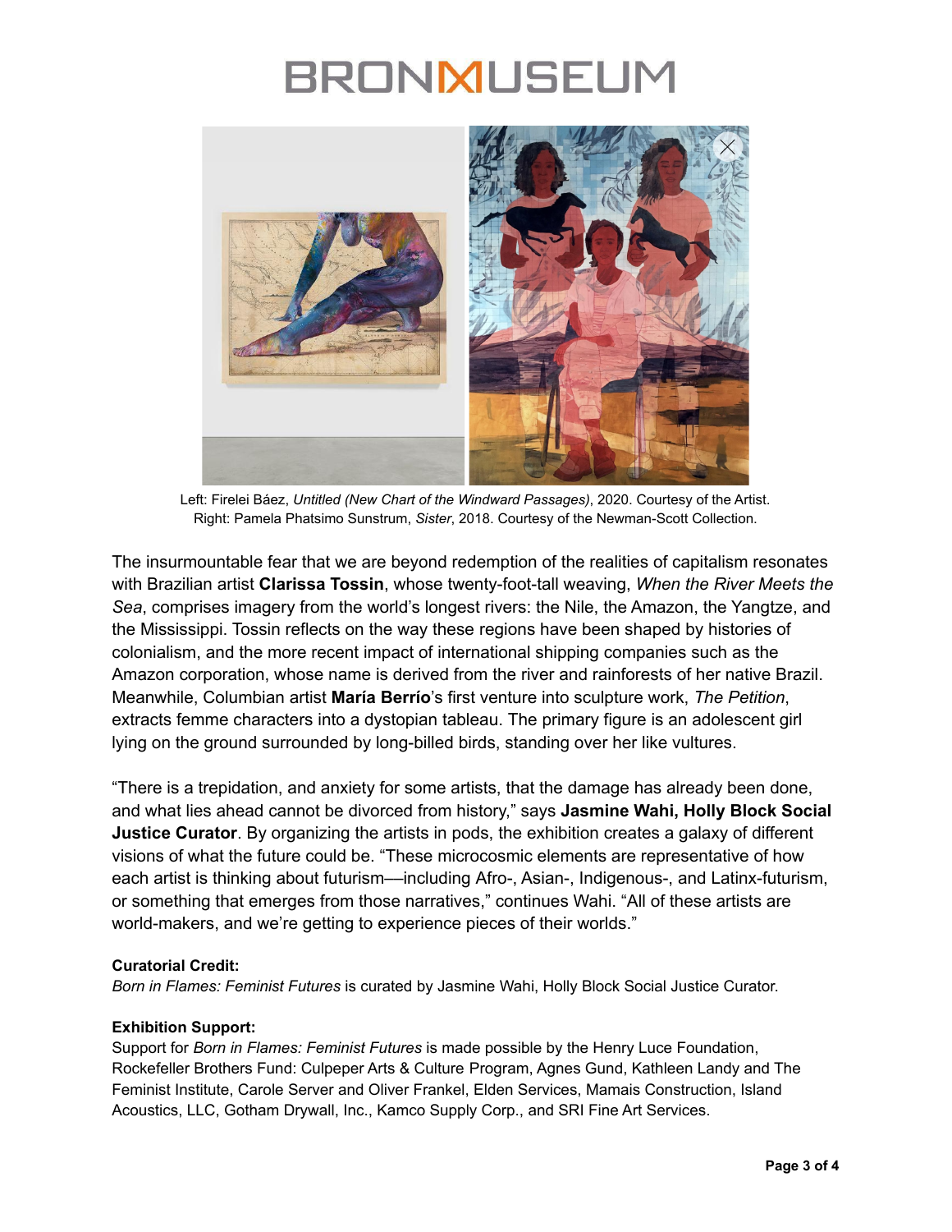Left: Firelei Báez, *Untitled (New Chart of the Windward Passages)*, 2020. Courtesy of the Artist.
Right: Pamela Phatsimo Sunstrum, *Sister*, 2018. Courtesy of the Newman-Scott Collection.

The insurmountable fear that we are beyond redemption of the realities of capitalism resonates with Brazilian artist **Clarissa Tossin**, whose twenty-foot-tall weaving, *When the River Meets the Sea*, comprises imagery from the world's longest rivers: the Nile, the Amazon, the Yangtze, and the Mississippi. Tossin reflects on the way these regions have been shaped by histories of colonialism, and the more recent impact of international shipping companies such as the Amazon corporation, whose name is derived from the river and rainforests of her native Brazil. Meanwhile, Columbian artist **María Berrío**'s first venture into sculpture work, *The Petition*, extracts femme characters into a dystopian tableau. The primary figure is an adolescent girl lying on the ground surrounded by long-billed birds, standing over her like vultures.

"There is a trepidation, and anxiety for some artists, that the damage has already been done, and what lies ahead cannot be divorced from history," says **Jasmine Wahi, Holly Block Social Justice Curator**. By organizing the artists in pods, the exhibition creates a galaxy of different visions of what the future could be. "These microcosmic elements are representative of how each artist is thinking about futurism—including Afro-, Asian-, Indigenous-, and Latinx-futurism, or something that emerges from those narratives," continues Wahi. "All of these artists are world-makers, and we're getting to experience pieces of their worlds."

**Curatorial Credit:**
*Born in Flames: Feminist Futures* is curated by Jasmine Wahi, Holly Block Social Justice Curator.

**Exhibition Support:**
Support for *Born in Flames: Feminist Futures* is made possible by the Henry Luce Foundation, Rockefeller Brothers Fund: Culpeper Arts & Culture Program, Agnes Gund, Kathleen Landy and The Feminist Institute, Carole Server and Oliver Frankel, Elden Services, Mamais Construction, Island Acoustics, LLC, Gotham Drywall, Inc., Kamco Supply Corp., and SRI Fine Art Services.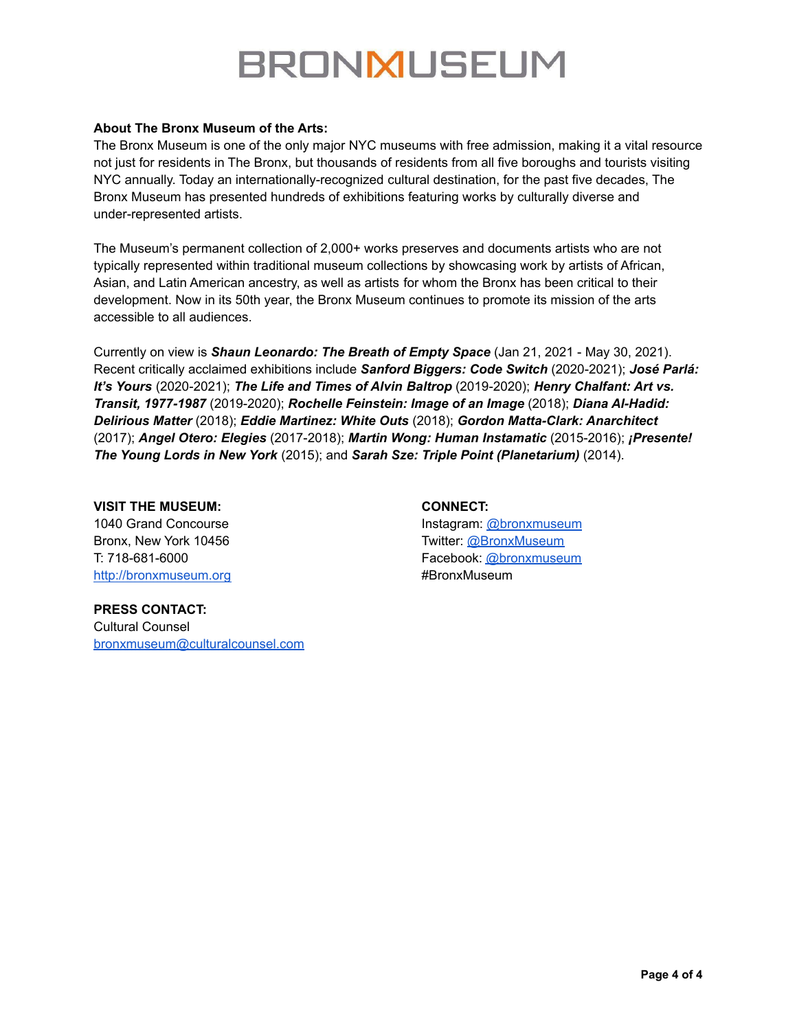# BRONXMUSEUM

**About The Bronx Museum of the Arts:**
The Bronx Museum is one of the only major NYC museums with free admission, making it a vital resource not just for residents in The Bronx, but thousands of residents from all five boroughs and tourists visiting NYC annually. Today an internationally-recognized cultural destination, for the past five decades, The Bronx Museum has presented hundreds of exhibitions featuring works by culturally diverse and under-represented artists.

The Museum's permanent collection of 2,000+ works preserves and documents artists who are not typically represented within traditional museum collections by showcasing work by artists of African, Asian, and Latin American ancestry, as well as artists for whom the Bronx has been critical to their development. Now in its 50th year, the Bronx Museum continues to promote its mission of the arts accessible to all audiences.

Currently on view is ***Shaun Leonardo: The Breath of Empty Space*** (Jan 21, 2021 - May 30, 2021). Recent critically acclaimed exhibitions include ***Sanford Biggers: Code Switch*** (2020-2021); ***José Parlá: It's Yours*** (2020-2021); ***The Life and Times of Alvin Baltrop*** (2019-2020); ***Henry Chalfant: Art vs. Transit, 1977-1987*** (2019-2020); ***Rochelle Feinstein: Image of an Image*** (2018); ***Diana Al-Hadid: Delirious Matter*** (2018); ***Eddie Martinez: White Outs*** (2018); ***Gordon Matta-Clark: Anarchitect*** (2017); ***Angel Otero: Elegies*** (2017-2018); ***Martin Wong: Human Instamatic*** (2015-2016); ***¡Presente! The Young Lords in New York*** (2015); and ***Sarah Sze: Triple Point (Planetarium)*** (2014).

**VISIT THE MUSEUM:**
1040 Grand Concourse
Bronx, New York 10456
T: 718-681-6000
http://bronxmuseum.org

**PRESS CONTACT:**
Cultural Counsel
bronxmuseum@culturalcounsel.com

**CONNECT:**
Instagram: @bronxmuseum
Twitter: @BronxMuseum
Facebook: @bronxmuseum
#BronxMuseum